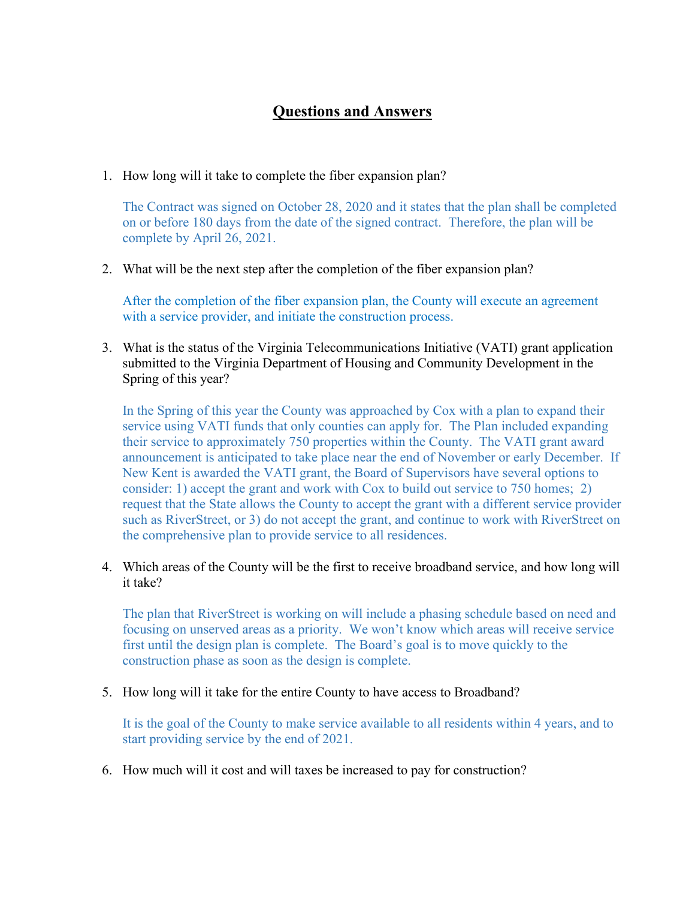# **Questions and Answers**

1. How long will it take to complete the fiber expansion plan?

   The Contract was signed on October 28, 2020 and it states that the plan shall be completed on or before 180 days from the date of the signed contract. Therefore, the plan will be complete by April 26, 2021.

2. What will be the next step after the completion of the fiber expansion plan?

   After the completion of the fiber expansion plan, the County will execute an agreement with a service provider, and initiate the construction process.

3. What is the status of the Virginia Telecommunications Initiative (VATI) grant application submitted to the Virginia Department of Housing and Community Development in the Spring of this year?

   In the Spring of this year the County was approached by Cox with a plan to expand their service using VATI funds that only counties can apply for. The Plan included expanding their service to approximately 750 properties within the County. The VATI grant award announcement is anticipated to take place near the end of November or early December. If New Kent is awarded the VATI grant, the Board of Supervisors have several options to consider: 1) accept the grant and work with Cox to build out service to 750 homes; 2) request that the State allows the County to accept the grant with a different service provider such as RiverStreet, or 3) do not accept the grant, and continue to work with RiverStreet on the comprehensive plan to provide service to all residences.

4. Which areas of the County will be the first to receive broadband service, and how long will it take?

   The plan that RiverStreet is working on will include a phasing schedule based on need and focusing on unserved areas as a priority. We won't know which areas will receive service first until the design plan is complete. The Board's goal is to move quickly to the construction phase as soon as the design is complete.

5. How long will it take for the entire County to have access to Broadband?

   It is the goal of the County to make service available to all residents within 4 years, and to start providing service by the end of 2021.

6. How much will it cost and will taxes be increased to pay for construction?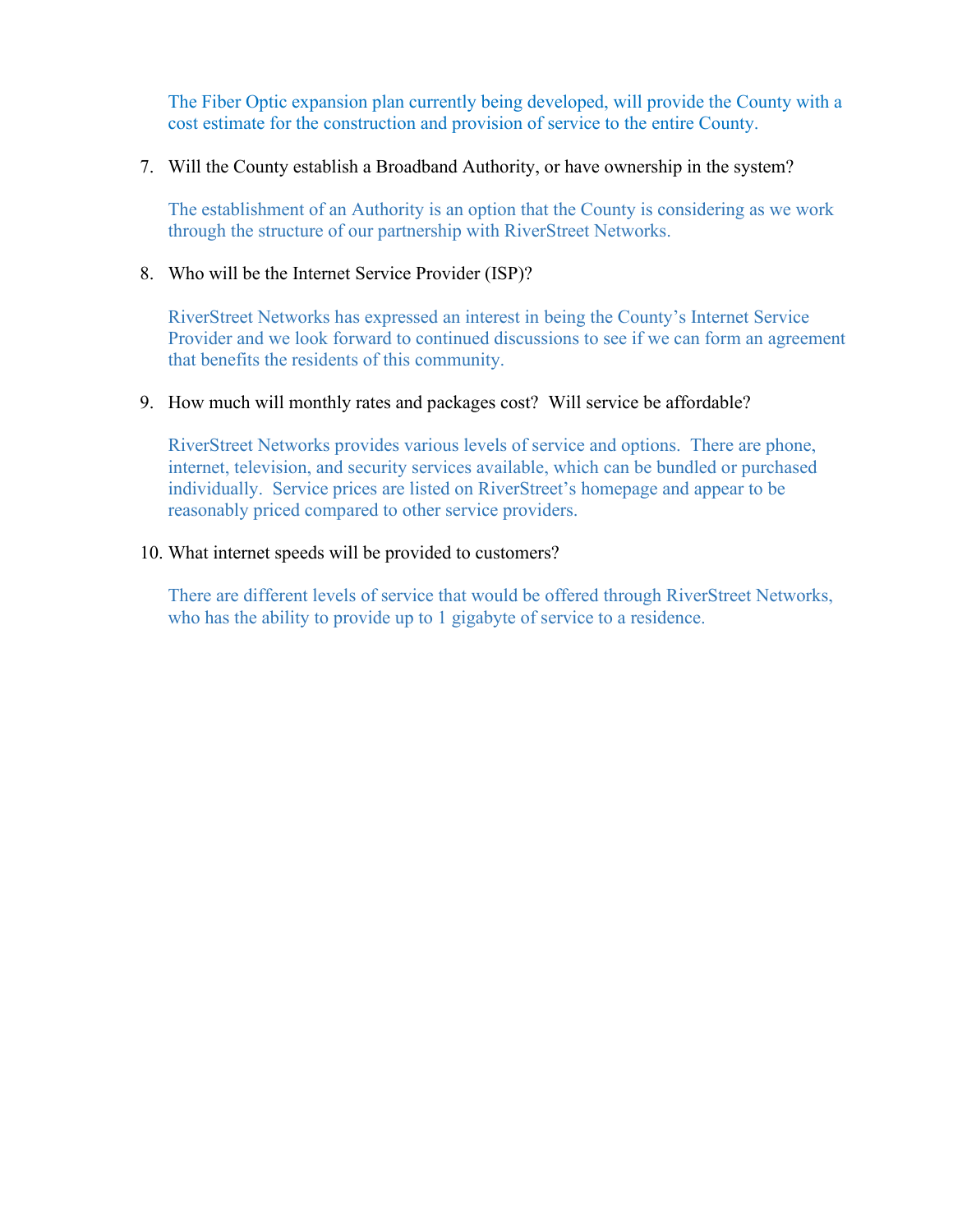The Fiber Optic expansion plan currently being developed, will provide the County with a cost estimate for the construction and provision of service to the entire County.

7. Will the County establish a Broadband Authority, or have ownership in the system?

   The establishment of an Authority is an option that the County is considering as we work through the structure of our partnership with RiverStreet Networks.

8. Who will be the Internet Service Provider (ISP)?

   RiverStreet Networks has expressed an interest in being the County's Internet Service Provider and we look forward to continued discussions to see if we can form an agreement that benefits the residents of this community.

9. How much will monthly rates and packages cost? Will service be affordable?

   RiverStreet Networks provides various levels of service and options. There are phone, internet, television, and security services available, which can be bundled or purchased individually. Service prices are listed on RiverStreet's homepage and appear to be reasonably priced compared to other service providers.

10. What internet speeds will be provided to customers?

    There are different levels of service that would be offered through RiverStreet Networks, who has the ability to provide up to 1 gigabyte of service to a residence.